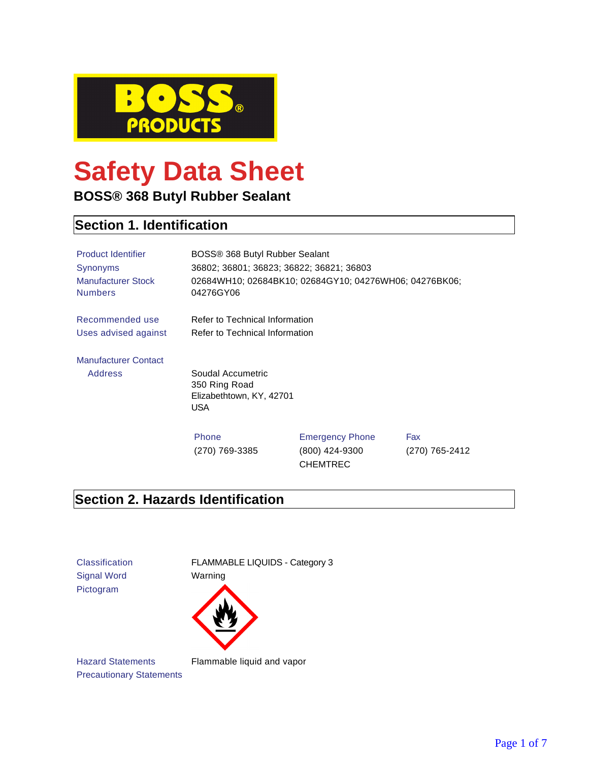# Safety Data Sheet

**BOSS® 368 Butyl Rubber Sealant**

## Section 1. Identification

| | |
|---|---|
| Product Identifier | BOSS® 368 Butyl Rubber Sealant |
| Synonyms | 36802; 36801; 36823; 36822; 36821; 36803 |
| Manufacturer Stock Numbers | 02684WH10; 02684BK10; 02684GY10; 04276WH06; 04276BK06; 04276GY06 |
| Recommended use | Refer to Technical Information |
| Uses advised against | Refer to Technical Information |

**Manufacturer Contact**

Address

Soudal Accumetric
350 Ring Road
Elizabethtown, KY, 42701
USA

| Phone | Emergency Phone | Fax |
|---|---|---|
| (270) 769-3385 | (800) 424-9300 CHEMTREC | (270) 765-2412 |

## Section 2. Hazards Identification

| | |
|---|---|
| Classification | FLAMMABLE LIQUIDS - Category 3 |
| Signal Word | Warning |
| Pictogram | |
| Hazard Statements | Flammable liquid and vapor |
| Precautionary Statements | |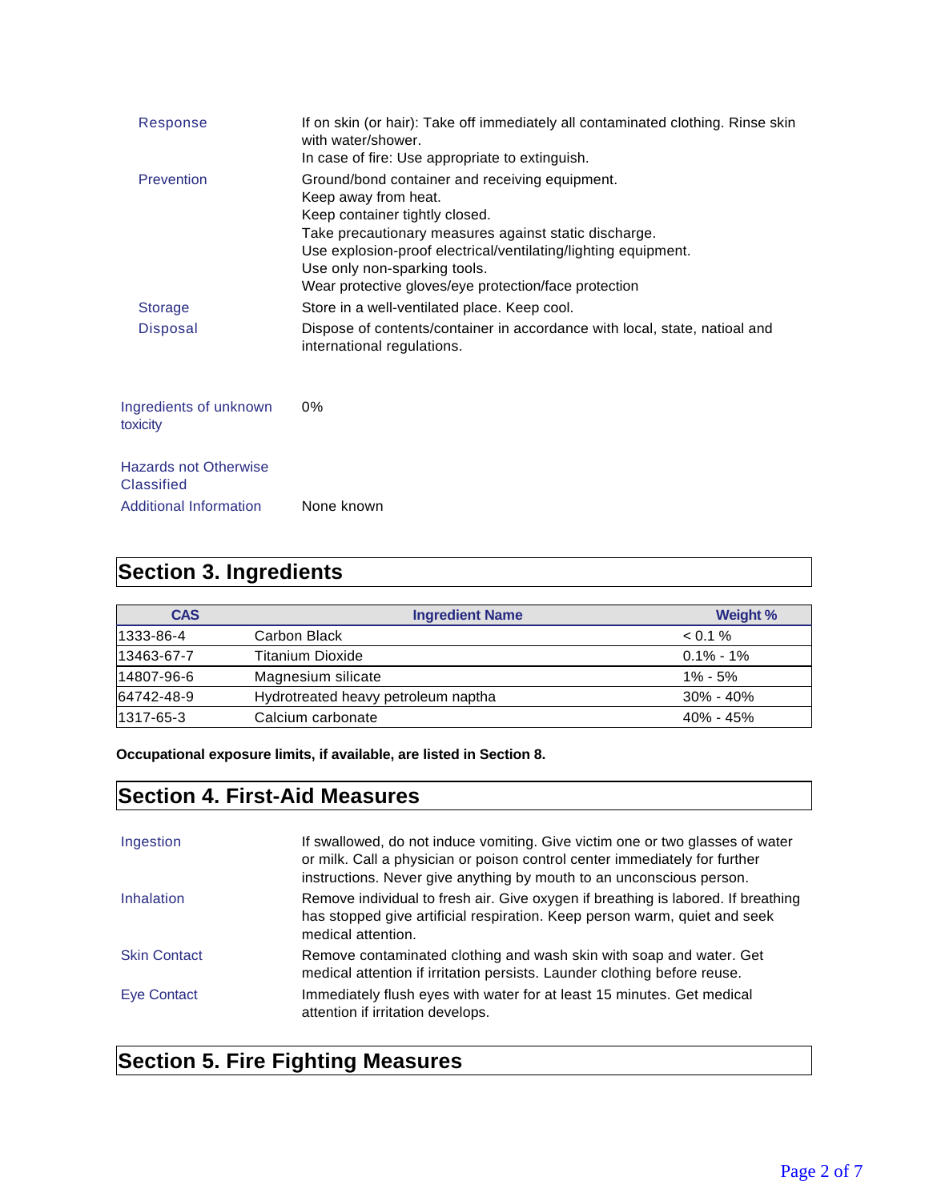| | |
|---|---|
| Response | If on skin (or hair): Take off immediately all contaminated clothing. Rinse skin with water/shower.<br>In case of fire: Use appropriate to extinguish. |
| Prevention | Ground/bond container and receiving equipment.<br>Keep away from heat.<br>Keep container tightly closed.<br>Take precautionary measures against static discharge.<br>Use explosion-proof electrical/ventilating/lighting equipment.<br>Use only non-sparking tools.<br>Wear protective gloves/eye protection/face protection |
| Storage | Store in a well-ventilated place. Keep cool. |
| Disposal | Dispose of contents/container in accordance with local, state, natioal and international regulations. |

| | |
|---|---|
| Ingredients of unknown toxicity | 0% |
| Hazards not Otherwise Classified | |
| Additional Information | None known |

## Section 3. Ingredients

| CAS | Ingredient Name | Weight % |
|---|---|---|
| 1333-86-4 | Carbon Black | < 0.1 % |
| 13463-67-7 | Titanium Dioxide | 0.1% - 1% |
| 14807-96-6 | Magnesium silicate | 1% - 5% |
| 64742-48-9 | Hydrotreated heavy petroleum naptha | 30% - 40% |
| 1317-65-3 | Calcium carbonate | 40% - 45% |

**Occupational exposure limits, if available, are listed in Section 8.**

## Section 4. First-Aid Measures

| | |
|---|---|
| Ingestion | If swallowed, do not induce vomiting. Give victim one or two glasses of water or milk. Call a physician or poison control center immediately for further instructions. Never give anything by mouth to an unconscious person. |
| Inhalation | Remove individual to fresh air. Give oxygen if breathing is labored. If breathing has stopped give artificial respiration. Keep person warm, quiet and seek medical attention. |
| Skin Contact | Remove contaminated clothing and wash skin with soap and water. Get medical attention if irritation persists. Launder clothing before reuse. |
| Eye Contact | Immediately flush eyes with water for at least 15 minutes. Get medical attention if irritation develops. |

## Section 5. Fire Fighting Measures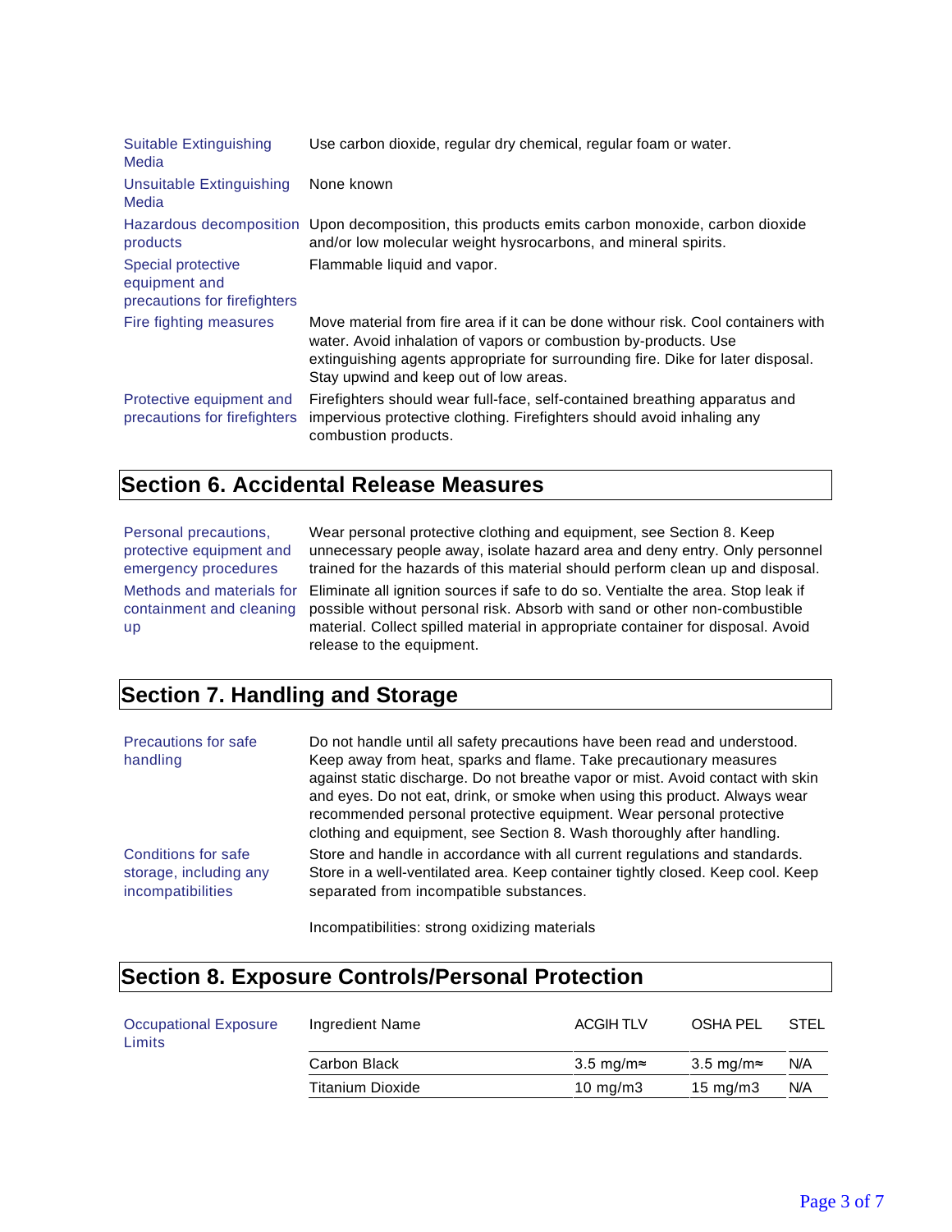| | |
|---|---|
| Suitable Extinguishing Media | Use carbon dioxide, regular dry chemical, regular foam or water. |
| Unsuitable Extinguishing Media | None known |
| Hazardous decomposition products | Upon decomposition, this products emits carbon monoxide, carbon dioxide and/or low molecular weight hysrocarbons, and mineral spirits. |
| Special protective equipment and precautions for firefighters | Flammable liquid and vapor. |
| Fire fighting measures | Move material from fire area if it can be done withour risk. Cool containers with water. Avoid inhalation of vapors or combustion by-products. Use extinguishing agents appropriate for surrounding fire. Dike for later disposal. Stay upwind and keep out of low areas. |
| Protective equipment and precautions for firefighters | Firefighters should wear full-face, self-contained breathing apparatus and impervious protective clothing. Firefighters should avoid inhaling any combustion products. |

## Section 6. Accidental Release Measures

| | |
|---|---|
| Personal precautions, protective equipment and emergency procedures | Wear personal protective clothing and equipment, see Section 8. Keep unnecessary people away, isolate hazard area and deny entry. Only personnel trained for the hazards of this material should perform clean up and disposal. |
| Methods and materials for containment and cleaning up | Eliminate all ignition sources if safe to do so. Ventialte the area. Stop leak if possible without personal risk. Absorb with sand or other non-combustible material. Collect spilled material in appropriate container for disposal. Avoid release to the equipment. |

## Section 7. Handling and Storage

| | |
|---|---|
| Precautions for safe handling | Do not handle until all safety precautions have been read and understood. Keep away from heat, sparks and flame. Take precautionary measures against static discharge. Do not breathe vapor or mist. Avoid contact with skin and eyes. Do not eat, drink, or smoke when using this product. Always wear recommended personal protective equipment. Wear personal protective clothing and equipment, see Section 8. Wash thoroughly after handling. |
| Conditions for safe storage, including any incompatibilities | Store and handle in accordance with all current regulations and standards. Store in a well-ventilated area. Keep container tightly closed. Keep cool. Keep separated from incompatible substances.<br><br>Incompatibilities: strong oxidizing materials |

## Section 8. Exposure Controls/Personal Protection

Occupational Exposure Limits

| Ingredient Name | ACGIH TLV | OSHA PEL | STEL |
|---|---|---|---|
| Carbon Black | 3.5 mg/m≈ | 3.5 mg/m≈ | N/A |
| Titanium Dioxide | 10 mg/m3 | 15 mg/m3 | N/A |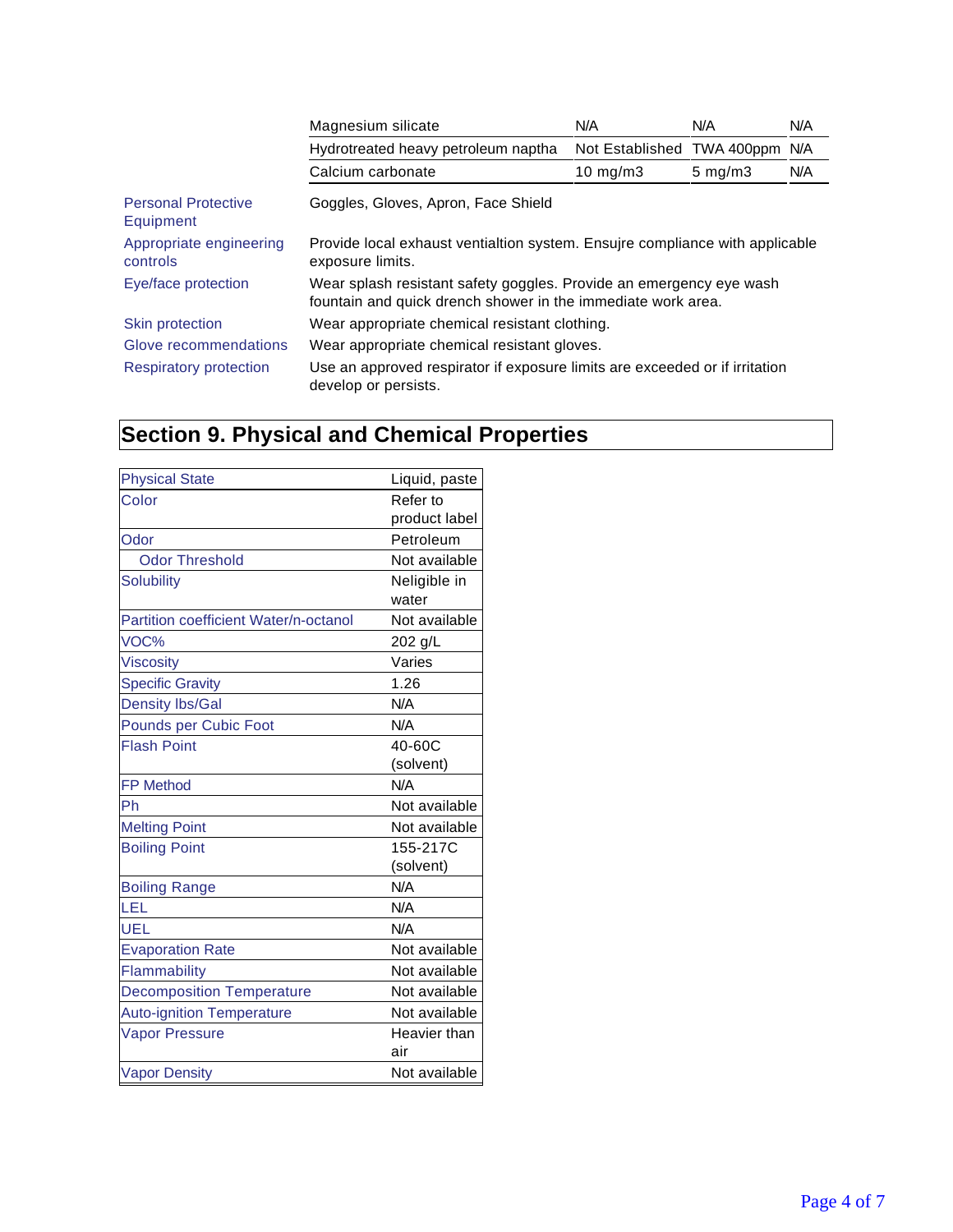| | | | |
|---|---|---|---|
| Magnesium silicate | N/A | N/A | N/A |
| Hydrotreated heavy petroleum naptha | Not Established | TWA 400ppm | N/A |
| Calcium carbonate | 10 mg/m3 | 5 mg/m3 | N/A |

| | |
|---|---|
| Personal Protective Equipment | Goggles, Gloves, Apron, Face Shield |
| Appropriate engineering controls | Provide local exhaust ventialtion system. Ensujre compliance with applicable exposure limits. |
| Eye/face protection | Wear splash resistant safety goggles. Provide an emergency eye wash fountain and quick drench shower in the immediate work area. |
| Skin protection | Wear appropriate chemical resistant clothing. |
| Glove recommendations | Wear appropriate chemical resistant gloves. |
| Respiratory protection | Use an approved respirator if exposure limits are exceeded or if irritation develop or persists. |

## Section 9. Physical and Chemical Properties

| | |
|---|---|
| Physical State | Liquid, paste |
| Color | Refer to product label |
| Odor | Petroleum |
| Odor Threshold | Not available |
| Solubility | Neligible in water |
| Partition coefficient Water/n-octanol | Not available |
| VOC% | 202 g/L |
| Viscosity | Varies |
| Specific Gravity | 1.26 |
| Density lbs/Gal | N/A |
| Pounds per Cubic Foot | N/A |
| Flash Point | 40-60C (solvent) |
| FP Method | N/A |
| Ph | Not available |
| Melting Point | Not available |
| Boiling Point | 155-217C (solvent) |
| Boiling Range | N/A |
| LEL | N/A |
| UEL | N/A |
| Evaporation Rate | Not available |
| Flammability | Not available |
| Decomposition Temperature | Not available |
| Auto-ignition Temperature | Not available |
| Vapor Pressure | Heavier than air |
| Vapor Density | Not available |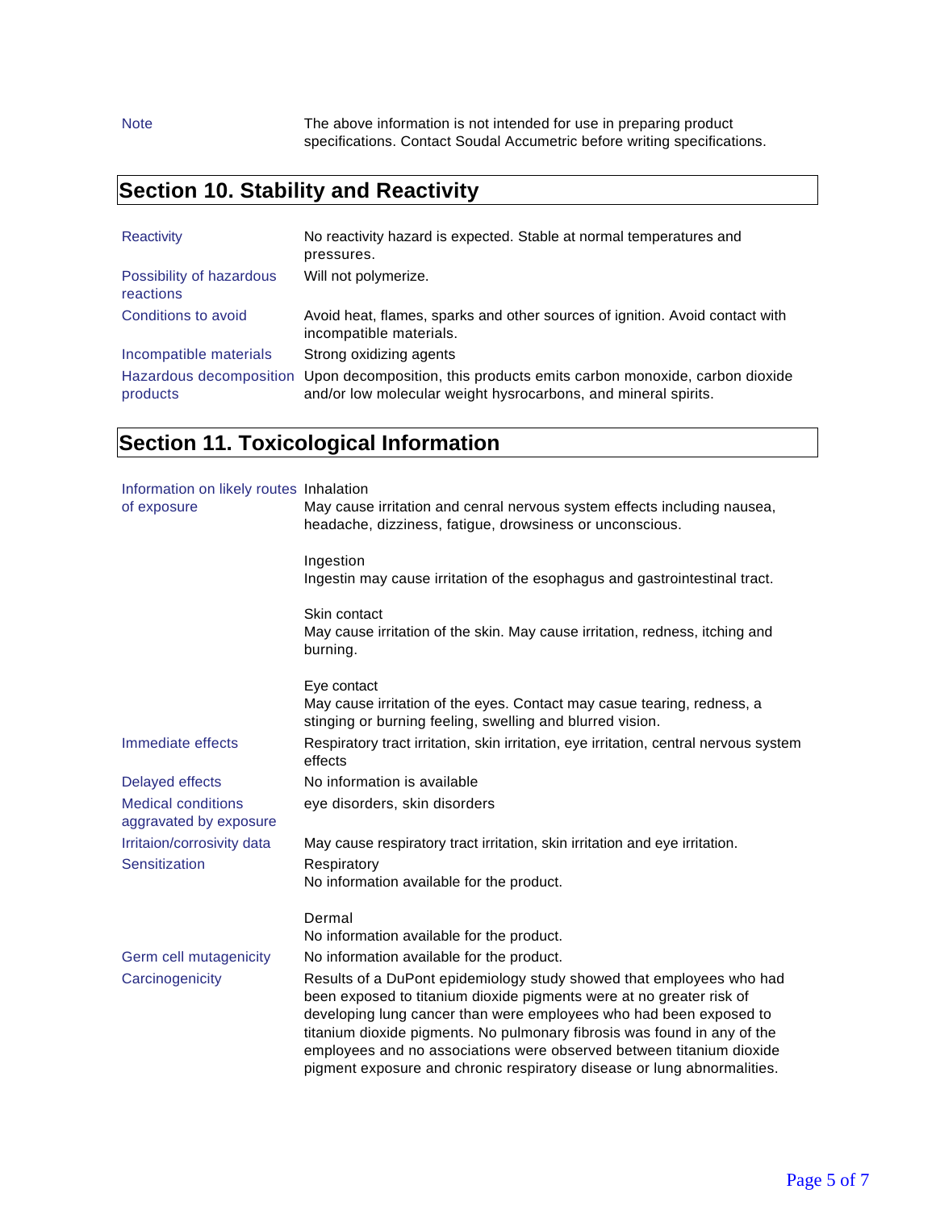| | |
|---|---|
| Note | The above information is not intended for use in preparing product specifications. Contact Soudal Accumetric before writing specifications. |

## Section 10. Stability and Reactivity

| | |
|---|---|
| Reactivity | No reactivity hazard is expected. Stable at normal temperatures and pressures. |
| Possibility of hazardous reactions | Will not polymerize. |
| Conditions to avoid | Avoid heat, flames, sparks and other sources of ignition. Avoid contact with incompatible materials. |
| Incompatible materials | Strong oxidizing agents |
| Hazardous decomposition products | Upon decomposition, this products emits carbon monoxide, carbon dioxide and/or low molecular weight hysrocarbons, and mineral spirits. |

## Section 11. Toxicological Information

| | |
|---|---|
| Information on likely routes of exposure | Inhalation<br>May cause irritation and cenral nervous system effects including nausea, headache, dizziness, fatigue, drowsiness or unconscious.<br><br>Ingestion<br>Ingestin may cause irritation of the esophagus and gastrointestinal tract.<br><br>Skin contact<br>May cause irritation of the skin. May cause irritation, redness, itching and burning.<br><br>Eye contact<br>May cause irritation of the eyes. Contact may casue tearing, redness, a stinging or burning feeling, swelling and blurred vision. |
| Immediate effects | Respiratory tract irritation, skin irritation, eye irritation, central nervous system effects |
| Delayed effects | No information is available |
| Medical conditions aggravated by exposure | eye disorders, skin disorders |
| Irritaion/corrosivity data | May cause respiratory tract irritation, skin irritation and eye irritation. |
| Sensitization | Respiratory<br>No information available for the product.<br><br>Dermal<br>No information available for the product. |
| Germ cell mutagenicity | No information available for the product. |
| Carcinogenicity | Results of a DuPont epidemiology study showed that employees who had been exposed to titanium dioxide pigments were at no greater risk of developing lung cancer than were employees who had been exposed to titanium dioxide pigments. No pulmonary fibrosis was found in any of the employees and no associations were observed between titanium dioxide pigment exposure and chronic respiratory disease or lung abnormalities. |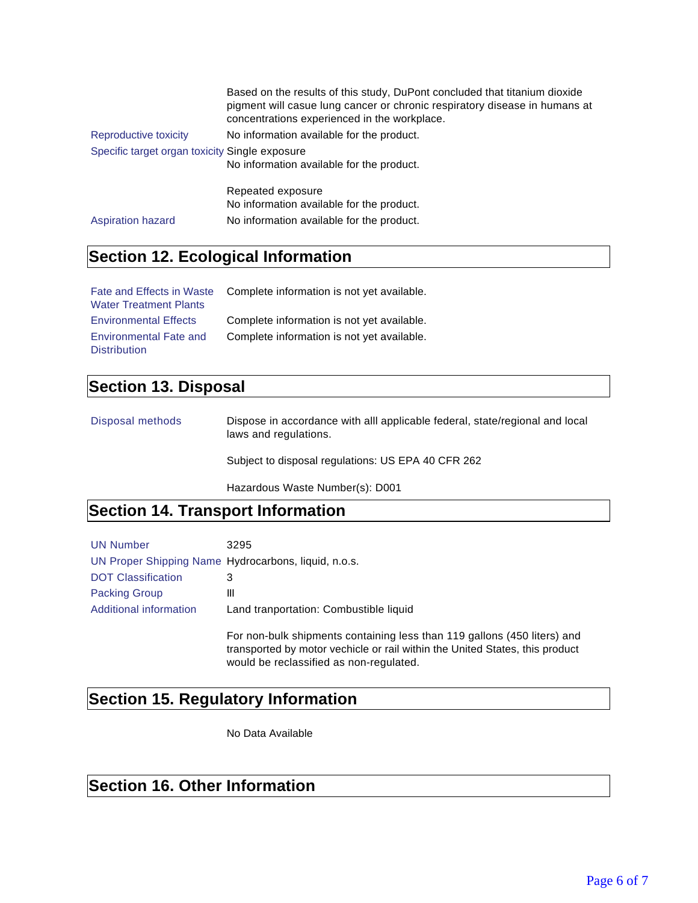Based on the results of this study, DuPont concluded that titanium dioxide pigment will casue lung cancer or chronic respiratory disease in humans at concentrations experienced in the workplace.

| | |
|---|---|
| Reproductive toxicity | No information available for the product. |
| Specific target organ toxicity | Single exposure<br>No information available for the product.<br><br>Repeated exposure<br>No information available for the product. |
| Aspiration hazard | No information available for the product. |

## Section 12. Ecological Information

| | |
|---|---|
| Fate and Effects in Waste Water Treatment Plants | Complete information is not yet available. |
| Environmental Effects | Complete information is not yet available. |
| Environmental Fate and Distribution | Complete information is not yet available. |

## Section 13. Disposal

| | |
|---|---|
| Disposal methods | Dispose in accordance with alll applicable federal, state/regional and local laws and regulations.<br><br>Subject to disposal regulations: US EPA 40 CFR 262<br><br>Hazardous Waste Number(s): D001 |

## Section 14. Transport Information

| | |
|---|---|
| UN Number | 3295 |
| UN Proper Shipping Name | Hydrocarbons, liquid, n.o.s. |
| DOT Classification | 3 |
| Packing Group | III |
| Additional information | Land tranportation: Combustible liquid<br><br>For non-bulk shipments containing less than 119 gallons (450 liters) and transported by motor vechicle or rail within the United States, this product would be reclassified as non-regulated. |

## Section 15. Regulatory Information

No Data Available

## Section 16. Other Information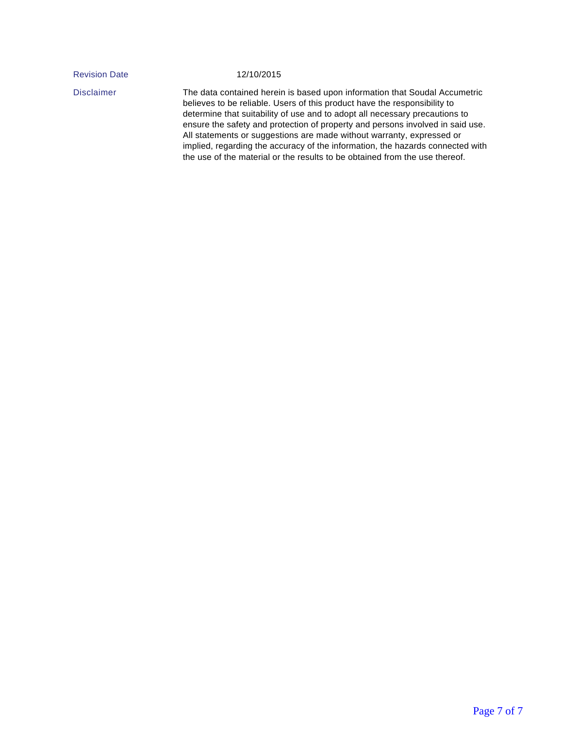| | |
|---|---|
| Revision Date | 12/10/2015 |
| Disclaimer | The data contained herein is based upon information that Soudal Accumetric believes to be reliable. Users of this product have the responsibility to determine that suitability of use and to adopt all necessary precautions to ensure the safety and protection of property and persons involved in said use. All statements or suggestions are made without warranty, expressed or implied, regarding the accuracy of the information, the hazards connected with the use of the material or the results to be obtained from the use thereof. |